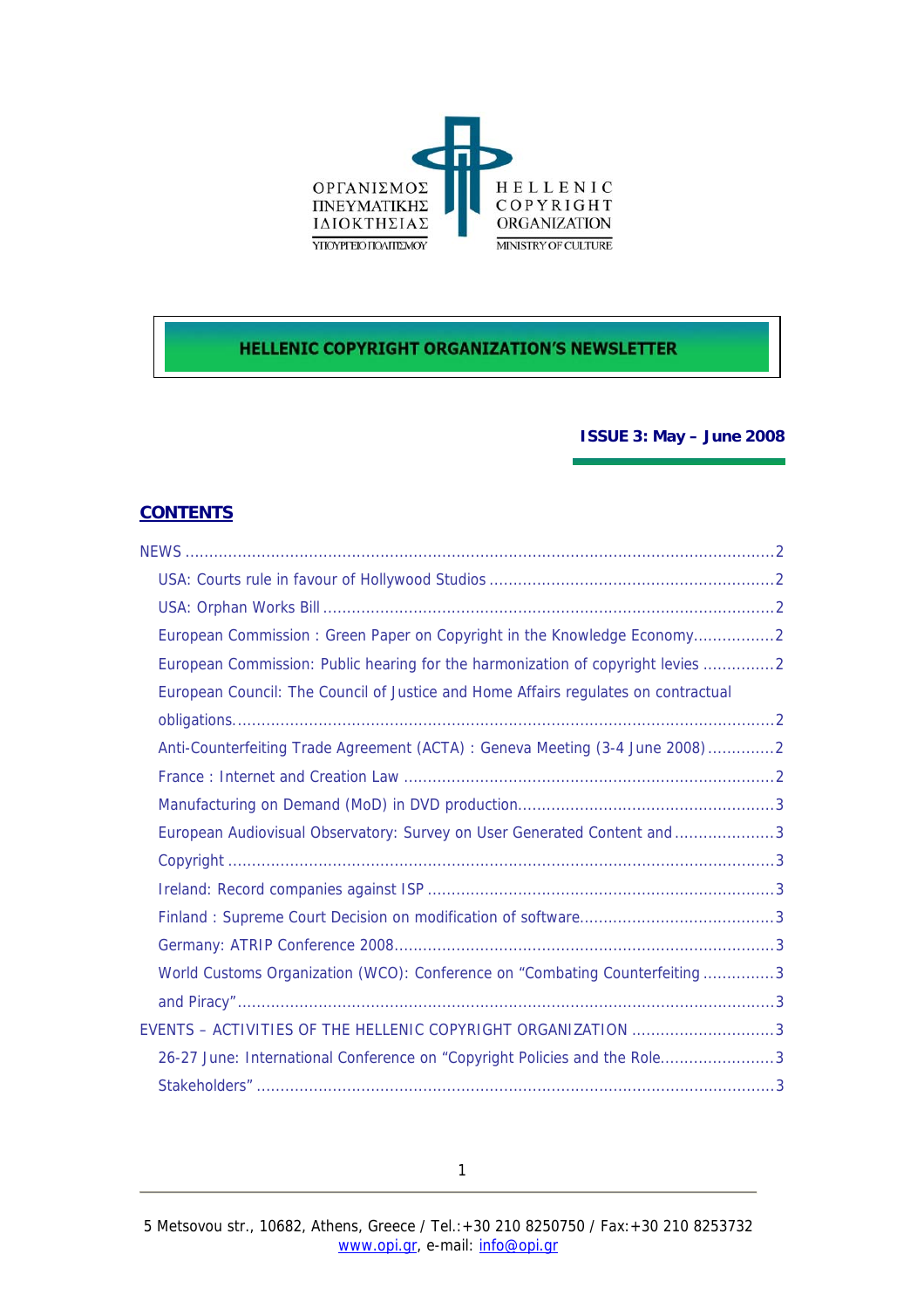ΟΡΓΑΝΙΣΜΟΣ ΠΝΕΥΜΑΤΙΚΗΣ ΙΔΙΟΚΤΗΣΙΑΣ
ΥΠΟΥΡΓΕΙΟ ΠΟΛΙΤΙΣΜΟΥ

HELLENIC COPYRIGHT ORGANIZATION
MINISTRY OF CULTURE

# HELLENIC COPYRIGHT ORGANIZATION'S NEWSLETTER

**ISSUE 3: May – June 2008**

## CONTENTS

NEWS ........................................................................................................................2

- USA: Courts rule in favour of Hollywood Studios ..............................................................2
- USA: Orphan Works Bill .................................................................................................2
- European Commission : Green Paper on Copyright in the Knowledge Economy.................2
- European Commission: Public hearing for the harmonization of copyright levies ...............2
- European Council: The Council of Justice and Home Affairs regulates on contractual obligations.....................................................................................................................2
- Anti-Counterfeiting Trade Agreement (ACTA) : Geneva Meeting (3-4 June 2008)..............2
- France : Internet and Creation Law ...............................................................................2
- Manufacturing on Demand (MoD) in DVD production......................................................3
- European Audiovisual Observatory: Survey on User Generated Content and ......................3
- Copyright .......................................................................................................................3
- Ireland: Record companies against ISP ..........................................................................3
- Finland : Supreme Court Decision on modification of software.........................................3
- Germany: ATRIP Conference 2008..................................................................................3
- World Customs Organization (WCO): Conference on "Combating Counterfeiting ...............3
- and Piracy".....................................................................................................................3

EVENTS – ACTIVITIES OF THE HELLENIC COPYRIGHT ORGANIZATION ..............................3

- 26-27 June: International Conference on "Copyright Policies and the Role........................3
- Stakeholders" .................................................................................................................3

5 Metsovou str., 10682, Athens, Greece / Tel.:+30 210 8250750 / Fax:+30 210 8253732
www.opi.gr, e-mail: info@opi.gr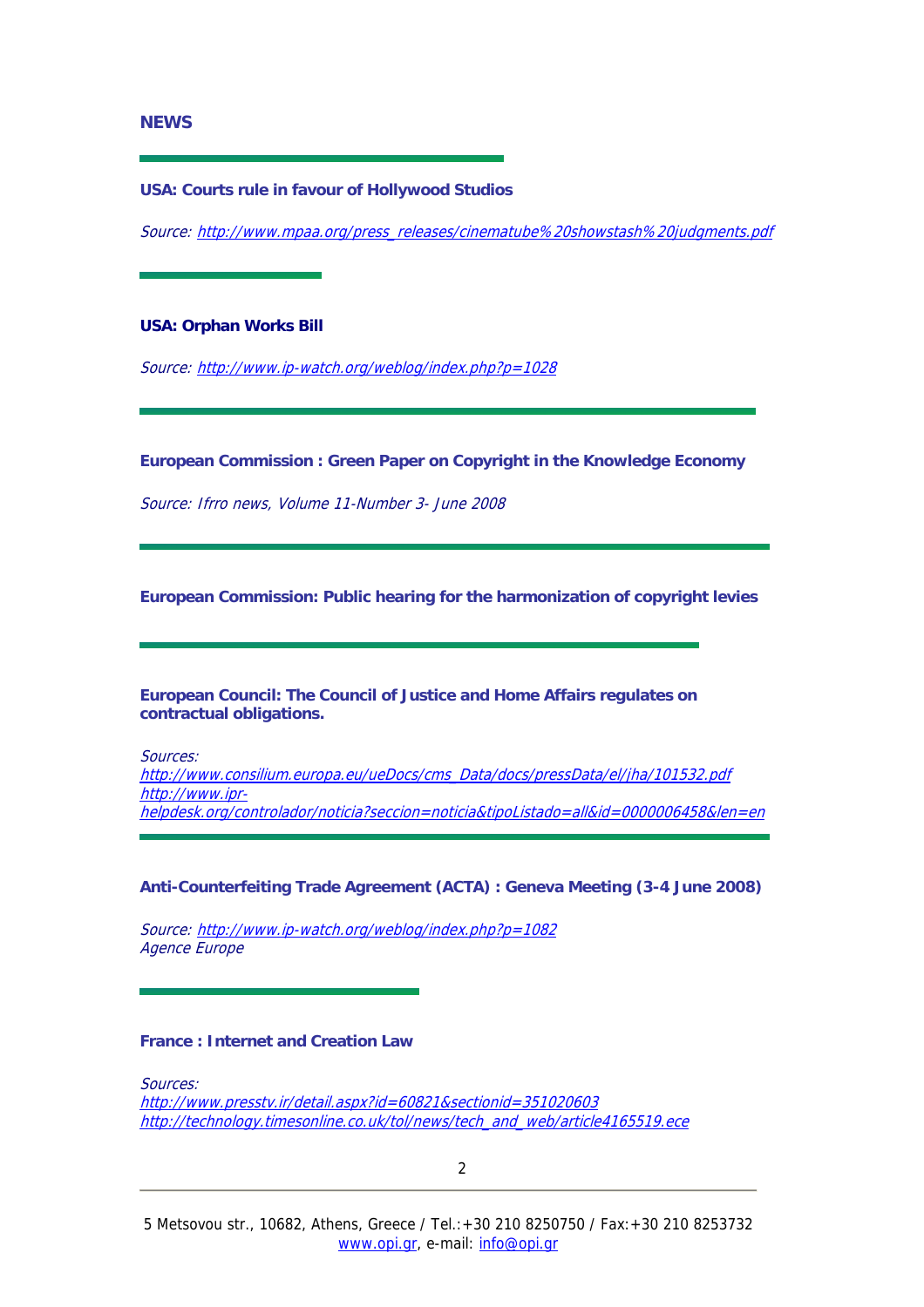## NEWS

---

### USA: Courts rule in favour of Hollywood Studios

*Source: [http://www.mpaa.org/press_releases/cinematube%20showstash%20judgments.pdf](http://www.mpaa.org/press_releases/cinematube%20showstash%20judgments.pdf)*

---

### USA: Orphan Works Bill

*Source: [http://www.ip-watch.org/weblog/index.php?p=1028](http://www.ip-watch.org/weblog/index.php?p=1028)*

---

### European Commission : Green Paper on Copyright in the Knowledge Economy

*Source: Ifrro news, Volume 11-Number 3- June 2008*

---

### European Commission: Public hearing for the harmonization of copyright levies

---

### European Council: The Council of Justice and Home Affairs regulates on contractual obligations.

*Sources:*
*[http://www.consilium.europa.eu/ueDocs/cms_Data/docs/pressData/el/jha/101532.pdf](http://www.consilium.europa.eu/ueDocs/cms_Data/docs/pressData/el/jha/101532.pdf)*
*[http://www.ipr-helpdesk.org/controlador/noticia?seccion=noticia&tipoListado=all&id=0000006458&len=en](http://www.ipr-helpdesk.org/controlador/noticia?seccion=noticia&tipoListado=all&id=0000006458&len=en)*

---

### Anti-Counterfeiting Trade Agreement (ACTA) : Geneva Meeting (3-4 June 2008)

*Source: [http://www.ip-watch.org/weblog/index.php?p=1082](http://www.ip-watch.org/weblog/index.php?p=1082)*
*Agence Europe*

---

### France : Internet and Creation Law

*Sources:*
*[http://www.presstv.ir/detail.aspx?id=60821&sectionid=351020603](http://www.presstv.ir/detail.aspx?id=60821&sectionid=351020603)*
*[http://technology.timesonline.co.uk/tol/news/tech_and_web/article4165519.ece](http://technology.timesonline.co.uk/tol/news/tech_and_web/article4165519.ece)*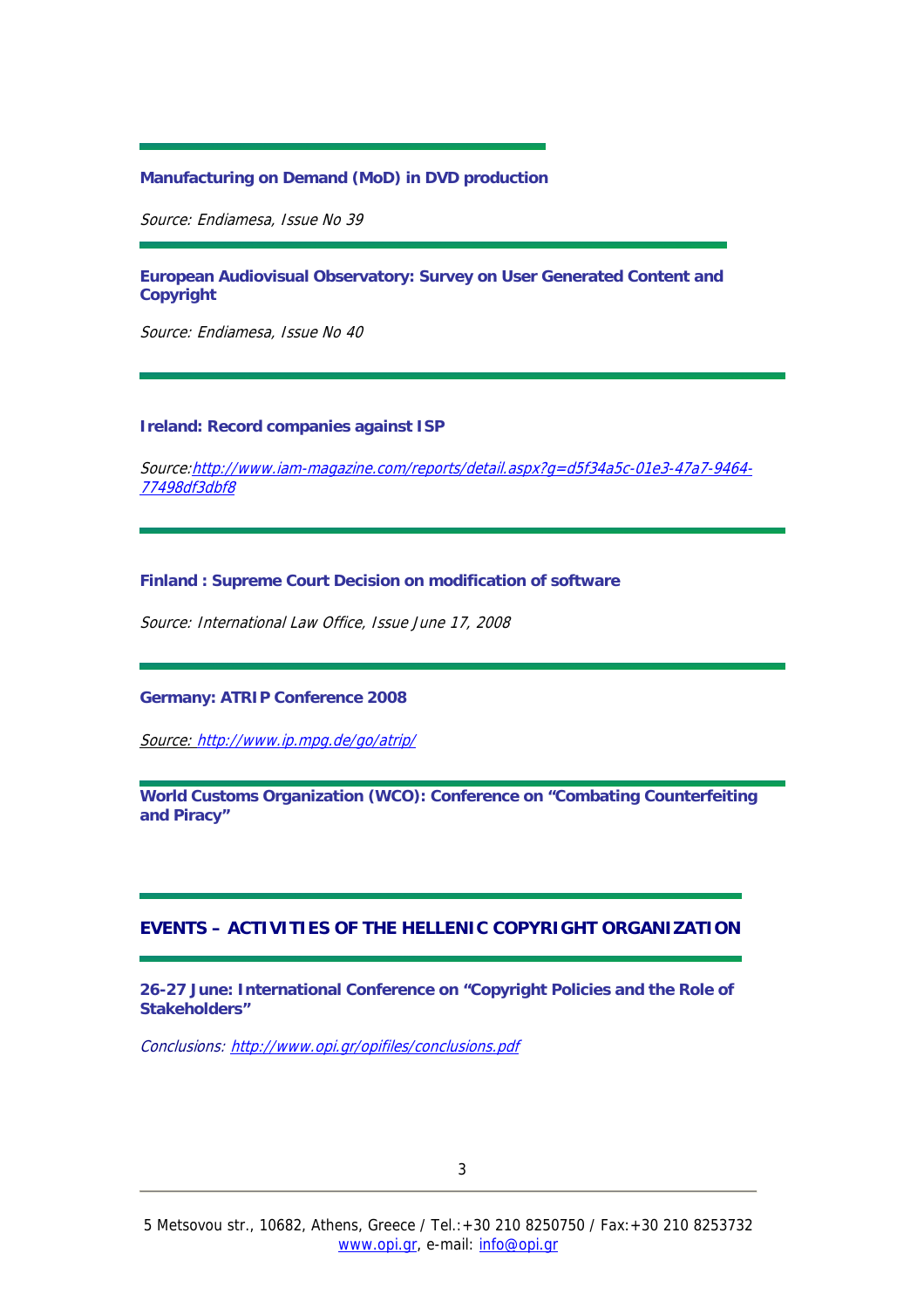### Manufacturing on Demand (MoD) in DVD production

*Source: Endiamesa, Issue No 39*

### European Audiovisual Observatory: Survey on User Generated Content and Copyright

*Source: Endiamesa, Issue No 40*

### Ireland: Record companies against ISP

*Source:[http://www.iam-magazine.com/reports/detail.aspx?g=d5f34a5c-01e3-47a7-9464-77498df3dbf8](http://www.iam-magazine.com/reports/detail.aspx?g=d5f34a5c-01e3-47a7-9464-77498df3dbf8)*

### Finland : Supreme Court Decision on modification of software

*Source: International Law Office, Issue June 17, 2008*

### Germany: ATRIP Conference 2008

*Source: [http://www.ip.mpg.de/go/atrip/](http://www.ip.mpg.de/go/atrip/)*

### World Customs Organization (WCO): Conference on "Combating Counterfeiting and Piracy"

## EVENTS – ACTIVITIES OF THE HELLENIC COPYRIGHT ORGANIZATION

### 26-27 June: International Conference on "Copyright Policies and the Role of Stakeholders"

*Conclusions: [http://www.opi.gr/opifiles/conclusions.pdf](http://www.opi.gr/opifiles/conclusions.pdf)*